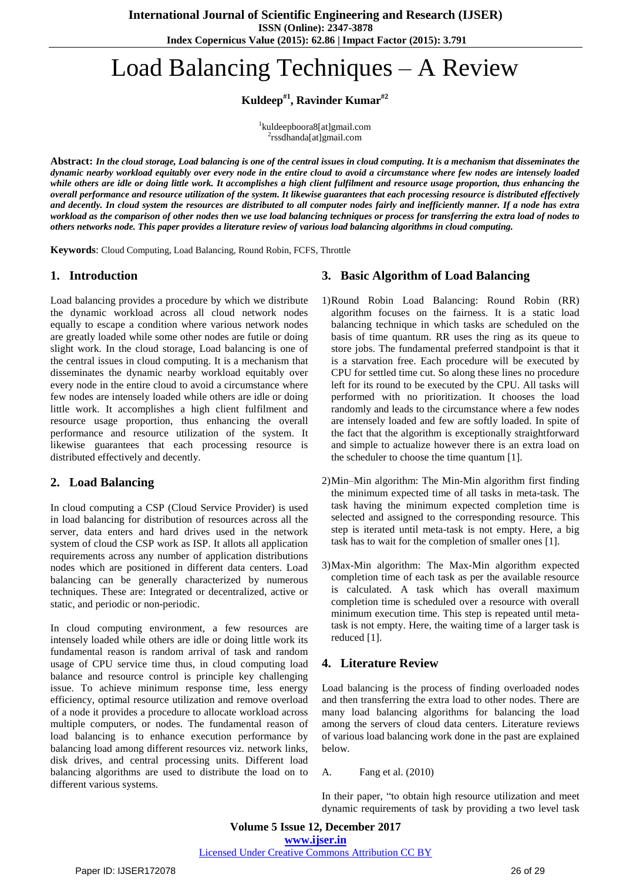# Load Balancing Techniques – A Review

**Kuldeep[#1], Ravinder Kumar[#2]**

[1]kuldeepboora8[at]gmail.com
[2]rssdhanda[at]gmail.com

**Abstract:** ***In the cloud storage, Load balancing is one of the central issues in cloud computing. It is a mechanism that disseminates the dynamic nearby workload equitably over every node in the entire cloud to avoid a circumstance where few nodes are intensely loaded while others are idle or doing little work. It accomplishes a high client fulfilment and resource usage proportion, thus enhancing the overall performance and resource utilization of the system. It likewise guarantees that each processing resource is distributed effectively and decently. In cloud system the resources are distributed to all computer nodes fairly and inefficiently manner. If a node has extra workload as the comparison of other nodes then we use load balancing techniques or process for transferring the extra load of nodes to others networks node. This paper provides a literature review of various load balancing algorithms in cloud computing.***

**Keywords**: Cloud Computing, Load Balancing, Round Robin, FCFS, Throttle

## 1. Introduction

Load balancing provides a procedure by which we distribute the dynamic workload across all cloud network nodes equally to escape a condition where various network nodes are greatly loaded while some other nodes are futile or doing slight work. In the cloud storage, Load balancing is one of the central issues in cloud computing. It is a mechanism that disseminates the dynamic nearby workload equitably over every node in the entire cloud to avoid a circumstance where few nodes are intensely loaded while others are idle or doing little work. It accomplishes a high client fulfilment and resource usage proportion, thus enhancing the overall performance and resource utilization of the system. It likewise guarantees that each processing resource is distributed effectively and decently.

## 2. Load Balancing

In cloud computing a CSP (Cloud Service Provider) is used in load balancing for distribution of resources across all the server, data enters and hard drives used in the network system of cloud the CSP work as ISP. It allots all application requirements across any number of application distributions nodes which are positioned in different data centers. Load balancing can be generally characterized by numerous techniques. These are: Integrated or decentralized, active or static, and periodic or non-periodic.

In cloud computing environment, a few resources are intensely loaded while others are idle or doing little work its fundamental reason is random arrival of task and random usage of CPU service time thus, in cloud computing load balance and resource control is principle key challenging issue. To achieve minimum response time, less energy efficiency, optimal resource utilization and remove overload of a node it provides a procedure to allocate workload across multiple computers, or nodes. The fundamental reason of load balancing is to enhance execution performance by balancing load among different resources viz. network links, disk drives, and central processing units. Different load balancing algorithms are used to distribute the load on to different various systems.

## 3. Basic Algorithm of Load Balancing

1) Round Robin Load Balancing: Round Robin (RR) algorithm focuses on the fairness. It is a static load balancing technique in which tasks are scheduled on the basis of time quantum. RR uses the ring as its queue to store jobs. The fundamental preferred standpoint is that it is a starvation free. Each procedure will be executed by CPU for settled time cut. So along these lines no procedure left for its round to be executed by the CPU. All tasks will performed with no prioritization. It chooses the load randomly and leads to the circumstance where a few nodes are intensely loaded and few are softly loaded. In spite of the fact that the algorithm is exceptionally straightforward and simple to actualize however there is an extra load on the scheduler to choose the time quantum [1].

2) Min–Min algorithm: The Min-Min algorithm first finding the minimum expected time of all tasks in meta-task. The task having the minimum expected completion time is selected and assigned to the corresponding resource. This step is iterated until meta-task is not empty. Here, a big task has to wait for the completion of smaller ones [1].

3) Max-Min algorithm: The Max-Min algorithm expected completion time of each task as per the available resource is calculated. A task which has overall maximum completion time is scheduled over a resource with overall minimum execution time. This step is repeated until meta-task is not empty. Here, the waiting time of a larger task is reduced [1].

## 4. Literature Review

Load balancing is the process of finding overloaded nodes and then transferring the extra load to other nodes. There are many load balancing algorithms for balancing the load among the servers of cloud data centers. Literature reviews of various load balancing work done in the past are explained below.

A. Fang et al. (2010)

In their paper, "to obtain high resource utilization and meet dynamic requirements of task by providing a two level task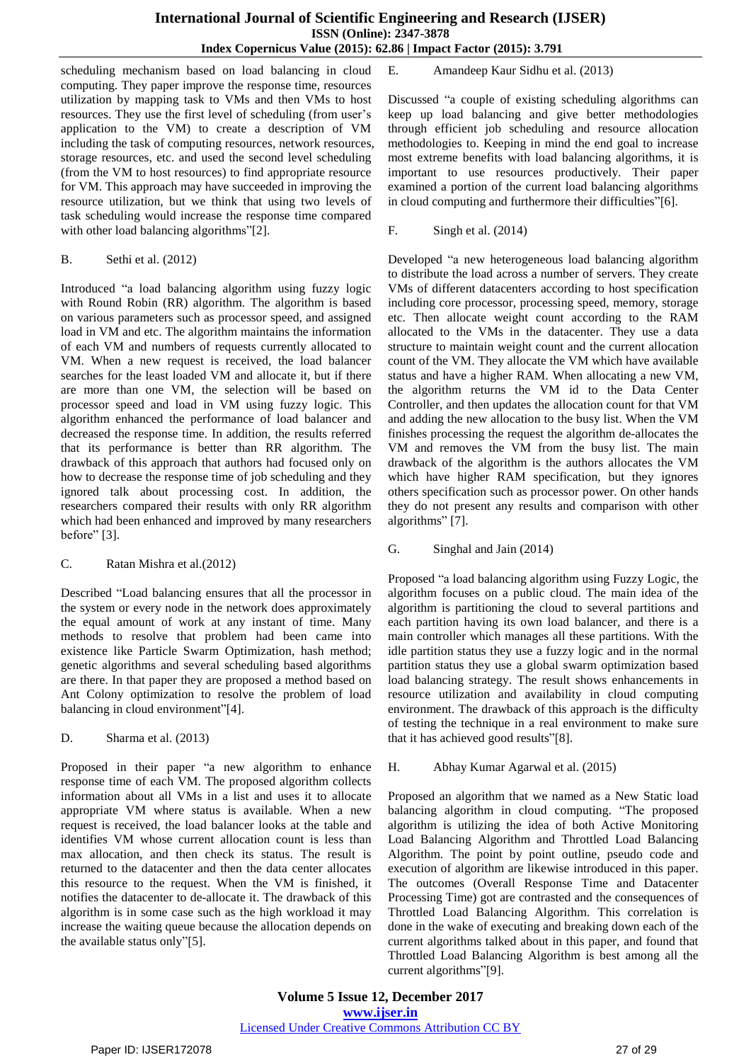scheduling mechanism based on load balancing in cloud computing. They paper improve the response time, resources utilization by mapping task to VMs and then VMs to host resources. They use the first level of scheduling (from user's application to the VM) to create a description of VM including the task of computing resources, network resources, storage resources, etc. and used the second level scheduling (from the VM to host resources) to find appropriate resource for VM. This approach may have succeeded in improving the resource utilization, but we think that using two levels of task scheduling would increase the response time compared with other load balancing algorithms"[2].

B. Sethi et al. (2012)

Introduced "a load balancing algorithm using fuzzy logic with Round Robin (RR) algorithm. The algorithm is based on various parameters such as processor speed, and assigned load in VM and etc. The algorithm maintains the information of each VM and numbers of requests currently allocated to VM. When a new request is received, the load balancer searches for the least loaded VM and allocate it, but if there are more than one VM, the selection will be based on processor speed and load in VM using fuzzy logic. This algorithm enhanced the performance of load balancer and decreased the response time. In addition, the results referred that its performance is better than RR algorithm. The drawback of this approach that authors had focused only on how to decrease the response time of job scheduling and they ignored talk about processing cost. In addition, the researchers compared their results with only RR algorithm which had been enhanced and improved by many researchers before" [3].

C. Ratan Mishra et al.(2012)

Described "Load balancing ensures that all the processor in the system or every node in the network does approximately the equal amount of work at any instant of time. Many methods to resolve that problem had been came into existence like Particle Swarm Optimization, hash method; genetic algorithms and several scheduling based algorithms are there. In that paper they are proposed a method based on Ant Colony optimization to resolve the problem of load balancing in cloud environment"[4].

D. Sharma et al. (2013)

Proposed in their paper "a new algorithm to enhance response time of each VM. The proposed algorithm collects information about all VMs in a list and uses it to allocate appropriate VM where status is available. When a new request is received, the load balancer looks at the table and identifies VM whose current allocation count is less than max allocation, and then check its status. The result is returned to the datacenter and then the data center allocates this resource to the request. When the VM is finished, it notifies the datacenter to de-allocate it. The drawback of this algorithm is in some case such as the high workload it may increase the waiting queue because the allocation depends on the available status only"[5].

E. Amandeep Kaur Sidhu et al. (2013)

Discussed "a couple of existing scheduling algorithms can keep up load balancing and give better methodologies through efficient job scheduling and resource allocation methodologies to. Keeping in mind the end goal to increase most extreme benefits with load balancing algorithms, it is important to use resources productively. Their paper examined a portion of the current load balancing algorithms in cloud computing and furthermore their difficulties"[6].

F. Singh et al. (2014)

Developed "a new heterogeneous load balancing algorithm to distribute the load across a number of servers. They create VMs of different datacenters according to host specification including core processor, processing speed, memory, storage etc. Then allocate weight count according to the RAM allocated to the VMs in the datacenter. They use a data structure to maintain weight count and the current allocation count of the VM. They allocate the VM which have available status and have a higher RAM. When allocating a new VM, the algorithm returns the VM id to the Data Center Controller, and then updates the allocation count for that VM and adding the new allocation to the busy list. When the VM finishes processing the request the algorithm de-allocates the VM and removes the VM from the busy list. The main drawback of the algorithm is the authors allocates the VM which have higher RAM specification, but they ignores others specification such as processor power. On other hands they do not present any results and comparison with other algorithms" [7].

G. Singhal and Jain (2014)

Proposed "a load balancing algorithm using Fuzzy Logic, the algorithm focuses on a public cloud. The main idea of the algorithm is partitioning the cloud to several partitions and each partition having its own load balancer, and there is a main controller which manages all these partitions. With the idle partition status they use a fuzzy logic and in the normal partition status they use a global swarm optimization based load balancing strategy. The result shows enhancements in resource utilization and availability in cloud computing environment. The drawback of this approach is the difficulty of testing the technique in a real environment to make sure that it has achieved good results"[8].

H. Abhay Kumar Agarwal et al. (2015)

Proposed an algorithm that we named as a New Static load balancing algorithm in cloud computing. "The proposed algorithm is utilizing the idea of both Active Monitoring Load Balancing Algorithm and Throttled Load Balancing Algorithm. The point by point outline, pseudo code and execution of algorithm are likewise introduced in this paper. The outcomes (Overall Response Time and Datacenter Processing Time) got are contrasted and the consequences of Throttled Load Balancing Algorithm. This correlation is done in the wake of executing and breaking down each of the current algorithms talked about in this paper, and found that Throttled Load Balancing Algorithm is best among all the current algorithms"[9].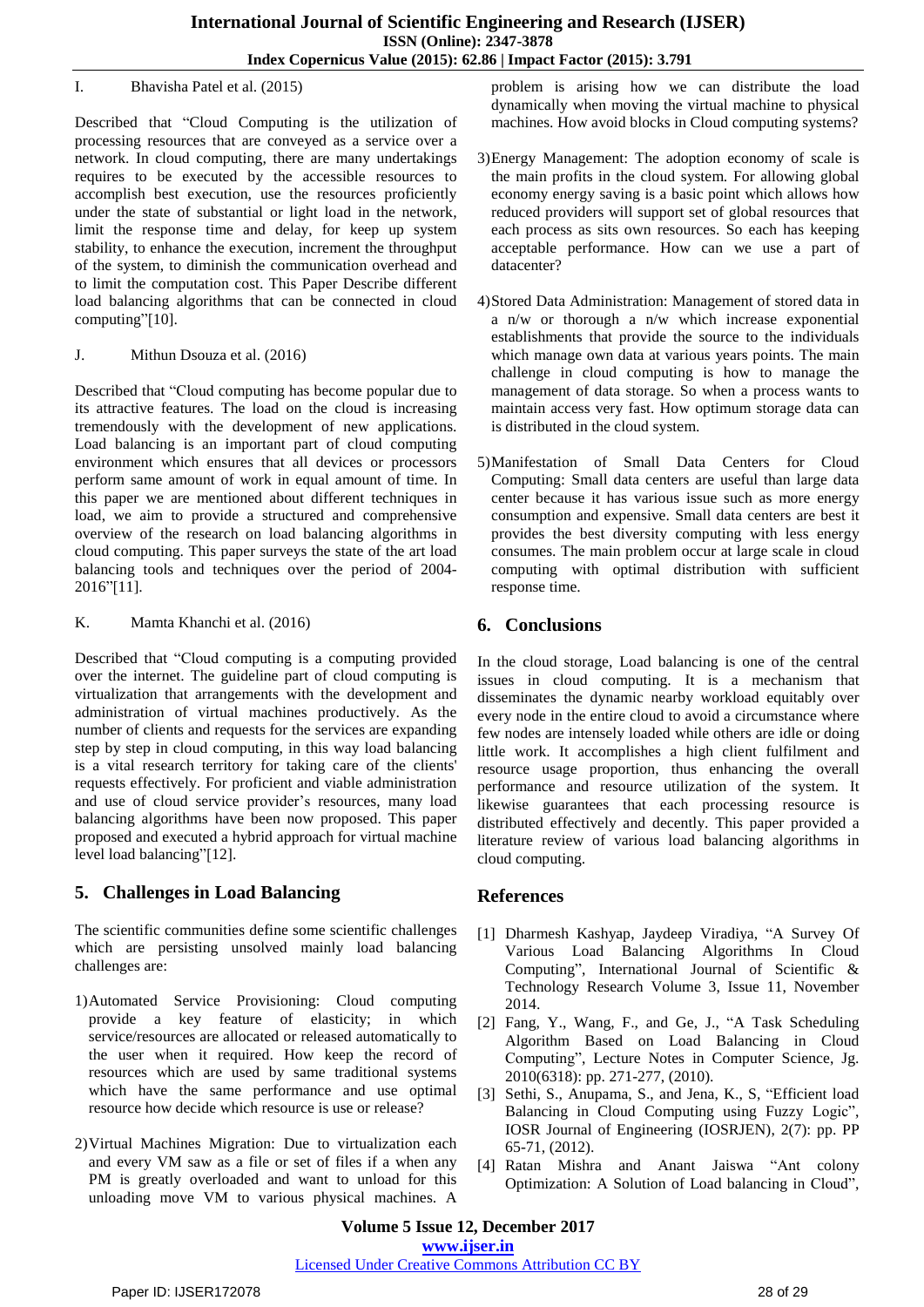I. Bhavisha Patel et al. (2015)

Described that "Cloud Computing is the utilization of processing resources that are conveyed as a service over a network. In cloud computing, there are many undertakings requires to be executed by the accessible resources to accomplish best execution, use the resources proficiently under the state of substantial or light load in the network, limit the response time and delay, for keep up system stability, to enhance the execution, increment the throughput of the system, to diminish the communication overhead and to limit the computation cost. This Paper Describe different load balancing algorithms that can be connected in cloud computing"[10].

J. Mithun Dsouza et al. (2016)

Described that "Cloud computing has become popular due to its attractive features. The load on the cloud is increasing tremendously with the development of new applications. Load balancing is an important part of cloud computing environment which ensures that all devices or processors perform same amount of work in equal amount of time. In this paper we are mentioned about different techniques in load, we aim to provide a structured and comprehensive overview of the research on load balancing algorithms in cloud computing. This paper surveys the state of the art load balancing tools and techniques over the period of 2004-2016"[11].

K. Mamta Khanchi et al. (2016)

Described that "Cloud computing is a computing provided over the internet. The guideline part of cloud computing is virtualization that arrangements with the development and administration of virtual machines productively. As the number of clients and requests for the services are expanding step by step in cloud computing, in this way load balancing is a vital research territory for taking care of the clients' requests effectively. For proficient and viable administration and use of cloud service provider's resources, many load balancing algorithms have been now proposed. This paper proposed and executed a hybrid approach for virtual machine level load balancing"[12].

## 5. Challenges in Load Balancing

The scientific communities define some scientific challenges which are persisting unsolved mainly load balancing challenges are:

1) Automated Service Provisioning: Cloud computing provide a key feature of elasticity; in which service/resources are allocated or released automatically to the user when it required. How keep the record of resources which are used by same traditional systems which have the same performance and use optimal resource how decide which resource is use or release?

2) Virtual Machines Migration: Due to virtualization each and every VM saw as a file or set of files if a when any PM is greatly overloaded and want to unload for this unloading move VM to various physical machines. A problem is arising how we can distribute the load dynamically when moving the virtual machine to physical machines. How avoid blocks in Cloud computing systems?

3) Energy Management: The adoption economy of scale is the main profits in the cloud system. For allowing global economy energy saving is a basic point which allows how reduced providers will support set of global resources that each process as sits own resources. So each has keeping acceptable performance. How can we use a part of datacenter?

4) Stored Data Administration: Management of stored data in a n/w or thorough a n/w which increase exponential establishments that provide the source to the individuals which manage own data at various years points. The main challenge in cloud computing is how to manage the management of data storage. So when a process wants to maintain access very fast. How optimum storage data can is distributed in the cloud system.

5) Manifestation of Small Data Centers for Cloud Computing: Small data centers are useful than large data center because it has various issue such as more energy consumption and expensive. Small data centers are best it provides the best diversity computing with less energy consumes. The main problem occur at large scale in cloud computing with optimal distribution with sufficient response time.

## 6. Conclusions

In the cloud storage, Load balancing is one of the central issues in cloud computing. It is a mechanism that disseminates the dynamic nearby workload equitably over every node in the entire cloud to avoid a circumstance where few nodes are intensely loaded while others are idle or doing little work. It accomplishes a high client fulfilment and resource usage proportion, thus enhancing the overall performance and resource utilization of the system. It likewise guarantees that each processing resource is distributed effectively and decently. This paper provided a literature review of various load balancing algorithms in cloud computing.

## References

[1] Dharmesh Kashyap, Jaydeep Viradiya, "A Survey Of Various Load Balancing Algorithms In Cloud Computing", International Journal of Scientific & Technology Research Volume 3, Issue 11, November 2014.

[2] Fang, Y., Wang, F., and Ge, J., "A Task Scheduling Algorithm Based on Load Balancing in Cloud Computing", Lecture Notes in Computer Science, Jg. 2010(6318): pp. 271-277, (2010).

[3] Sethi, S., Anupama, S., and Jena, K., S, "Efficient load Balancing in Cloud Computing using Fuzzy Logic", IOSR Journal of Engineering (IOSRJEN), 2(7): pp. PP 65-71, (2012).

[4] Ratan Mishra and Anant Jaiswa "Ant colony Optimization: A Solution of Load balancing in Cloud",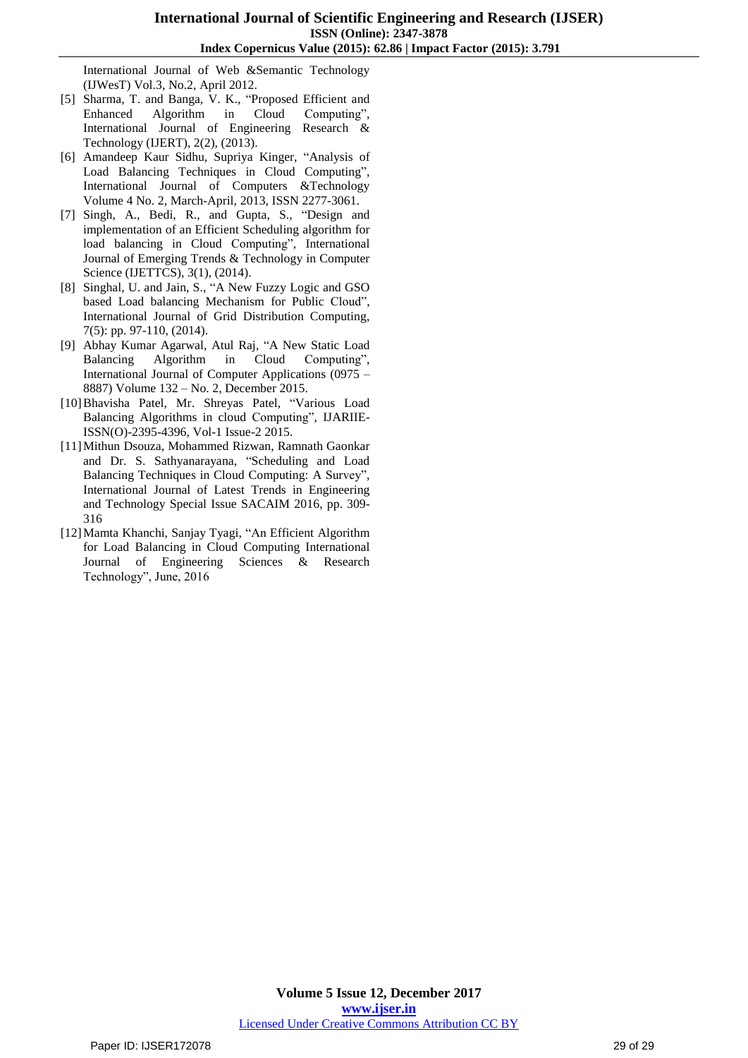International Journal of Web &Semantic Technology (IJWesT) Vol.3, No.2, April 2012.

[5] Sharma, T. and Banga, V. K., "Proposed Efficient and Enhanced Algorithm in Cloud Computing", International Journal of Engineering Research & Technology (IJERT), 2(2), (2013).

[6] Amandeep Kaur Sidhu, Supriya Kinger, "Analysis of Load Balancing Techniques in Cloud Computing", International Journal of Computers &Technology Volume 4 No. 2, March-April, 2013, ISSN 2277-3061.

[7] Singh, A., Bedi, R., and Gupta, S., "Design and implementation of an Efficient Scheduling algorithm for load balancing in Cloud Computing", International Journal of Emerging Trends & Technology in Computer Science (IJETTCS), 3(1), (2014).

[8] Singhal, U. and Jain, S., "A New Fuzzy Logic and GSO based Load balancing Mechanism for Public Cloud", International Journal of Grid Distribution Computing, 7(5): pp. 97-110, (2014).

[9] Abhay Kumar Agarwal, Atul Raj, "A New Static Load Balancing Algorithm in Cloud Computing", International Journal of Computer Applications (0975 – 8887) Volume 132 – No. 2, December 2015.

[10] Bhavisha Patel, Mr. Shreyas Patel, "Various Load Balancing Algorithms in cloud Computing", IJARIIE-ISSN(O)-2395-4396, Vol-1 Issue-2 2015.

[11] Mithun Dsouza, Mohammed Rizwan, Ramnath Gaonkar and Dr. S. Sathyanarayana, "Scheduling and Load Balancing Techniques in Cloud Computing: A Survey", International Journal of Latest Trends in Engineering and Technology Special Issue SACAIM 2016, pp. 309-316

[12] Mamta Khanchi, Sanjay Tyagi, "An Efficient Algorithm for Load Balancing in Cloud Computing International Journal of Engineering Sciences & Research Technology", June, 2016